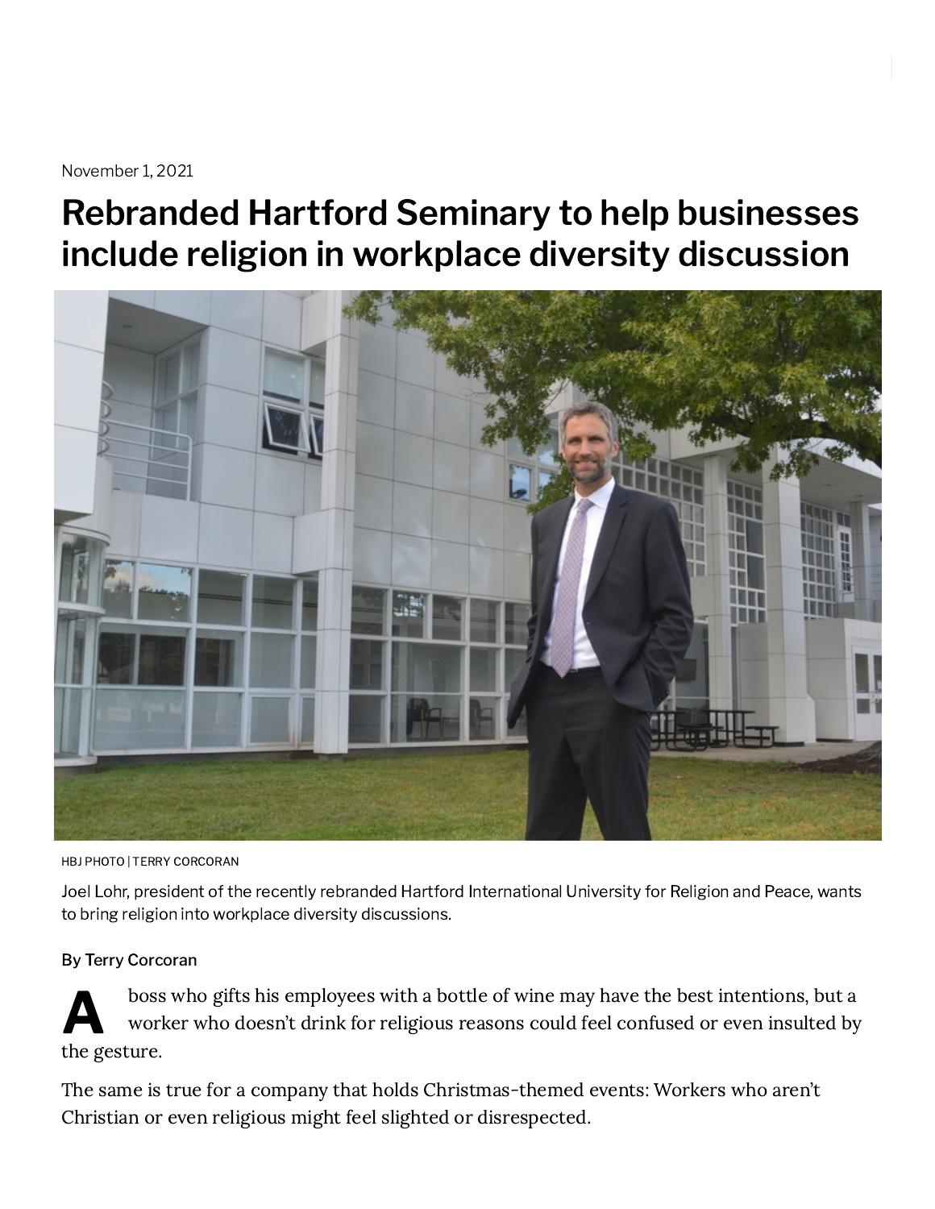November 1, 2021

# Rebranded Hartford Seminary to help businesses include religion in workplace diversity discussion

HBJ PHOTO | TERRY CORCORAN

Joel Lohr, president of the recently rebranded Hartford International University for Religion and Peace, wants to bring religion into workplace diversity discussions.

By Terry Corcoran

A boss who gifts his employees with a bottle of wine may have the best intentions, but a worker who doesn't drink for religious reasons could feel confused or even insulted by the gesture.

The same is true for a company that holds Christmas-themed events: Workers who aren't Christian or even religious might feel slighted or disrespected.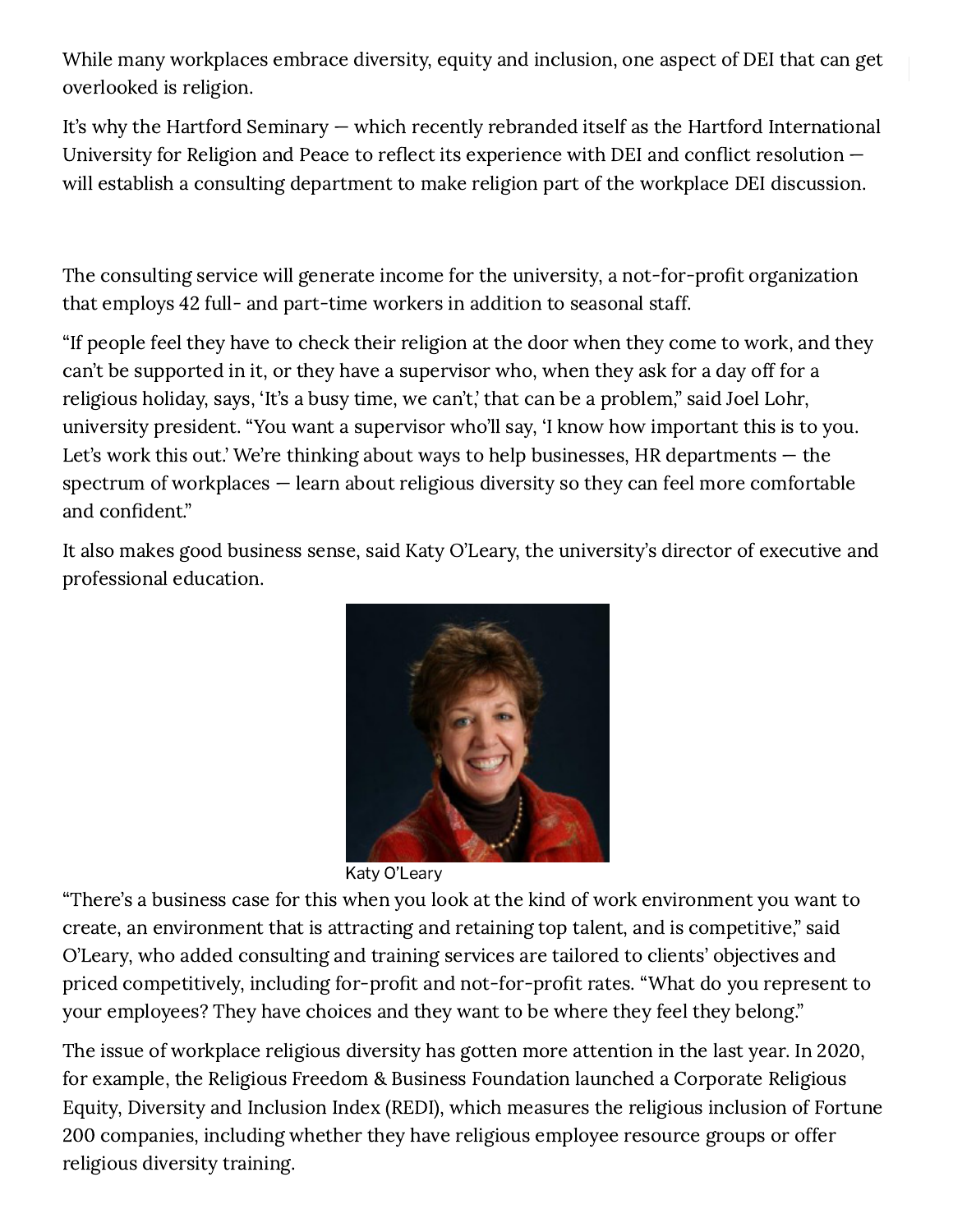While many workplaces embrace diversity, equity and inclusion, one aspect of DEI that can get overlooked is religion.

It's why the Hartford Seminary — which recently rebranded itself as the Hartford International University for Religion and Peace to reflect its experience with DEI and conflict resolution — will establish a consulting department to make religion part of the workplace DEI discussion.

The consulting service will generate income for the university, a not-for-profit organization that employs 42 full- and part-time workers in addition to seasonal staff.

"If people feel they have to check their religion at the door when they come to work, and they can't be supported in it, or they have a supervisor who, when they ask for a day off for a religious holiday, says, 'It's a busy time, we can't,' that can be a problem," said Joel Lohr, university president. "You want a supervisor who'll say, 'I know how important this is to you. Let's work this out.' We're thinking about ways to help businesses, HR departments — the spectrum of workplaces — learn about religious diversity so they can feel more comfortable and confident."

It also makes good business sense, said Katy O'Leary, the university's director of executive and professional education.

Katy O'Leary

"There's a business case for this when you look at the kind of work environment you want to create, an environment that is attracting and retaining top talent, and is competitive," said O'Leary, who added consulting and training services are tailored to clients' objectives and priced competitively, including for-profit and not-for-profit rates. "What do you represent to your employees? They have choices and they want to be where they feel they belong."

The issue of workplace religious diversity has gotten more attention in the last year. In 2020, for example, the Religious Freedom & Business Foundation launched a Corporate Religious Equity, Diversity and Inclusion Index (REDI), which measures the religious inclusion of Fortune 200 companies, including whether they have religious employee resource groups or offer religious diversity training.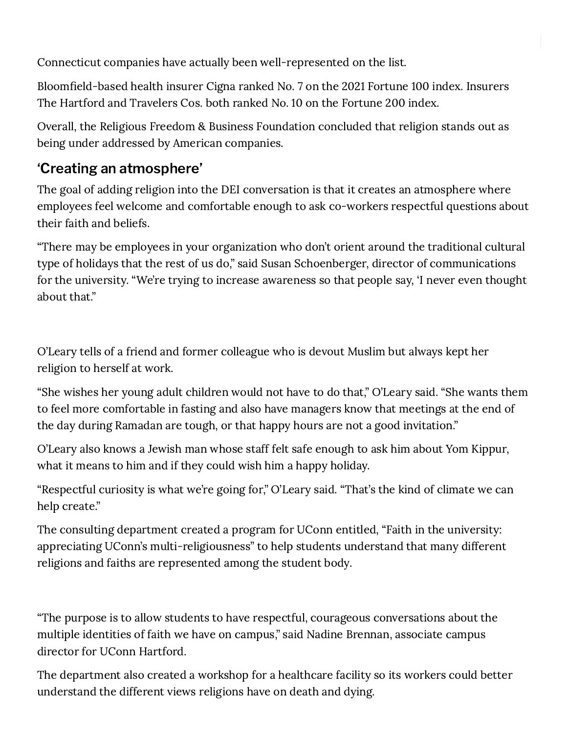Connecticut companies have actually been well-represented on the list.

Bloomfield-based health insurer Cigna ranked No. 7 on the 2021 Fortune 100 index. Insurers The Hartford and Travelers Cos. both ranked No. 10 on the Fortune 200 index.

Overall, the Religious Freedom & Business Foundation concluded that religion stands out as being under addressed by American companies.

## 'Creating an atmosphere'

The goal of adding religion into the DEI conversation is that it creates an atmosphere where employees feel welcome and comfortable enough to ask co-workers respectful questions about their faith and beliefs.

"There may be employees in your organization who don't orient around the traditional cultural type of holidays that the rest of us do," said Susan Schoenberger, director of communications for the university. "We're trying to increase awareness so that people say, 'I never even thought about that."

O'Leary tells of a friend and former colleague who is devout Muslim but always kept her religion to herself at work.

"She wishes her young adult children would not have to do that," O'Leary said. "She wants them to feel more comfortable in fasting and also have managers know that meetings at the end of the day during Ramadan are tough, or that happy hours are not a good invitation."

O'Leary also knows a Jewish man whose staff felt safe enough to ask him about Yom Kippur, what it means to him and if they could wish him a happy holiday.

"Respectful curiosity is what we're going for," O'Leary said. "That's the kind of climate we can help create."

The consulting department created a program for UConn entitled, "Faith in the university: appreciating UConn's multi-religiousness" to help students understand that many different religions and faiths are represented among the student body.

"The purpose is to allow students to have respectful, courageous conversations about the multiple identities of faith we have on campus," said Nadine Brennan, associate campus director for UConn Hartford.

The department also created a workshop for a healthcare facility so its workers could better understand the different views religions have on death and dying.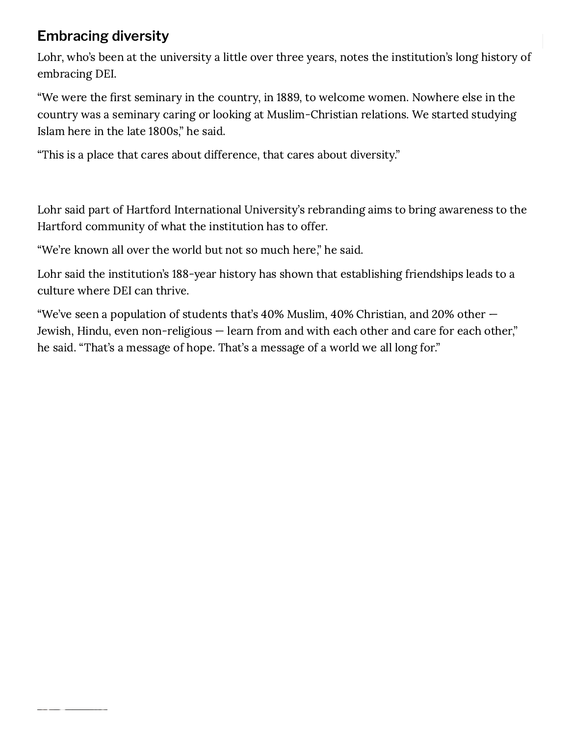## Embracing diversity

Lohr, who's been at the university a little over three years, notes the institution's long history of embracing DEI.

"We were the first seminary in the country, in 1889, to welcome women. Nowhere else in the country was a seminary caring or looking at Muslim-Christian relations. We started studying Islam here in the late 1800s," he said.

"This is a place that cares about difference, that cares about diversity."

Lohr said part of Hartford International University's rebranding aims to bring awareness to the Hartford community of what the institution has to offer.

"We're known all over the world but not so much here," he said.

Lohr said the institution's 188-year history has shown that establishing friendships leads to a culture where DEI can thrive.

"We've seen a population of students that's 40% Muslim, 40% Christian, and 20% other — Jewish, Hindu, even non-religious — learn from and with each other and care for each other," he said. "That's a message of hope. That's a message of a world we all long for."